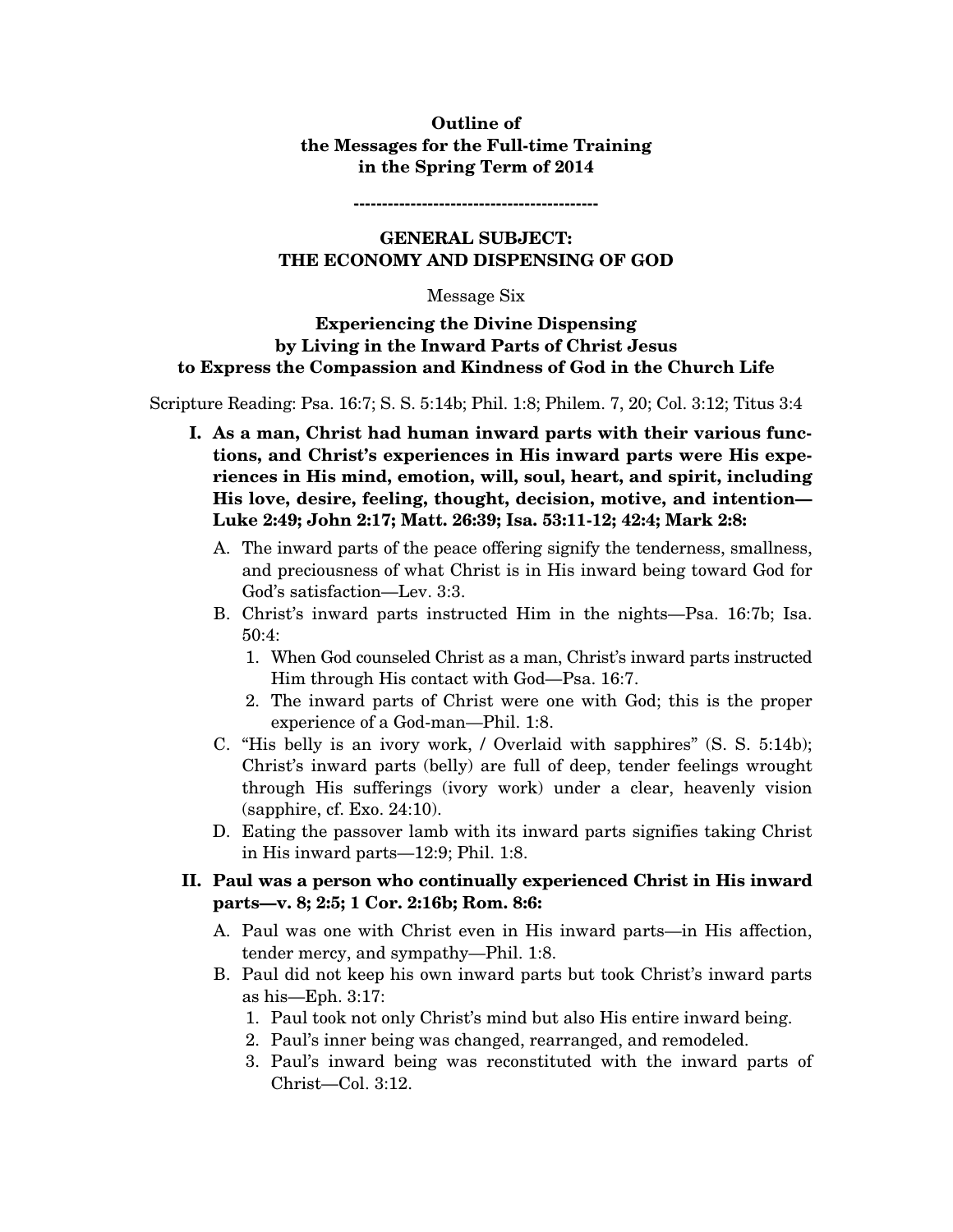**Outline of**
**the Messages for the Full-time Training**
**in the Spring Term of 2014**

-------------------------------------------

## GENERAL SUBJECT:
## THE ECONOMY AND DISPENSING OF GOD

Message Six

### Experiencing the Divine Dispensing by Living in the Inward Parts of Christ Jesus to Express the Compassion and Kindness of God in the Church Life

Scripture Reading: Psa. 16:7; S. S. 5:14b; Phil. 1:8; Philem. 7, 20; Col. 3:12; Titus 3:4

**I. As a man, Christ had human inward parts with their various functions, and Christ's experiences in His inward parts were His experiences in His mind, emotion, will, soul, heart, and spirit, including His love, desire, feeling, thought, decision, motive, and intention—Luke 2:49; John 2:17; Matt. 26:39; Isa. 53:11-12; 42:4; Mark 2:8:**

A. The inward parts of the peace offering signify the tenderness, smallness, and preciousness of what Christ is in His inward being toward God for God's satisfaction—Lev. 3:3.

B. Christ's inward parts instructed Him in the nights—Psa. 16:7b; Isa. 50:4:

1. When God counseled Christ as a man, Christ's inward parts instructed Him through His contact with God—Psa. 16:7.
2. The inward parts of Christ were one with God; this is the proper experience of a God-man—Phil. 1:8.

C. "His belly is an ivory work, / Overlaid with sapphires" (S. S. 5:14b); Christ's inward parts (belly) are full of deep, tender feelings wrought through His sufferings (ivory work) under a clear, heavenly vision (sapphire, cf. Exo. 24:10).

D. Eating the passover lamb with its inward parts signifies taking Christ in His inward parts—12:9; Phil. 1:8.

**II. Paul was a person who continually experienced Christ in His inward parts—v. 8; 2:5; 1 Cor. 2:16b; Rom. 8:6:**

A. Paul was one with Christ even in His inward parts—in His affection, tender mercy, and sympathy—Phil. 1:8.

B. Paul did not keep his own inward parts but took Christ's inward parts as his—Eph. 3:17:

1. Paul took not only Christ's mind but also His entire inward being.
2. Paul's inner being was changed, rearranged, and remodeled.
3. Paul's inward being was reconstituted with the inward parts of Christ—Col. 3:12.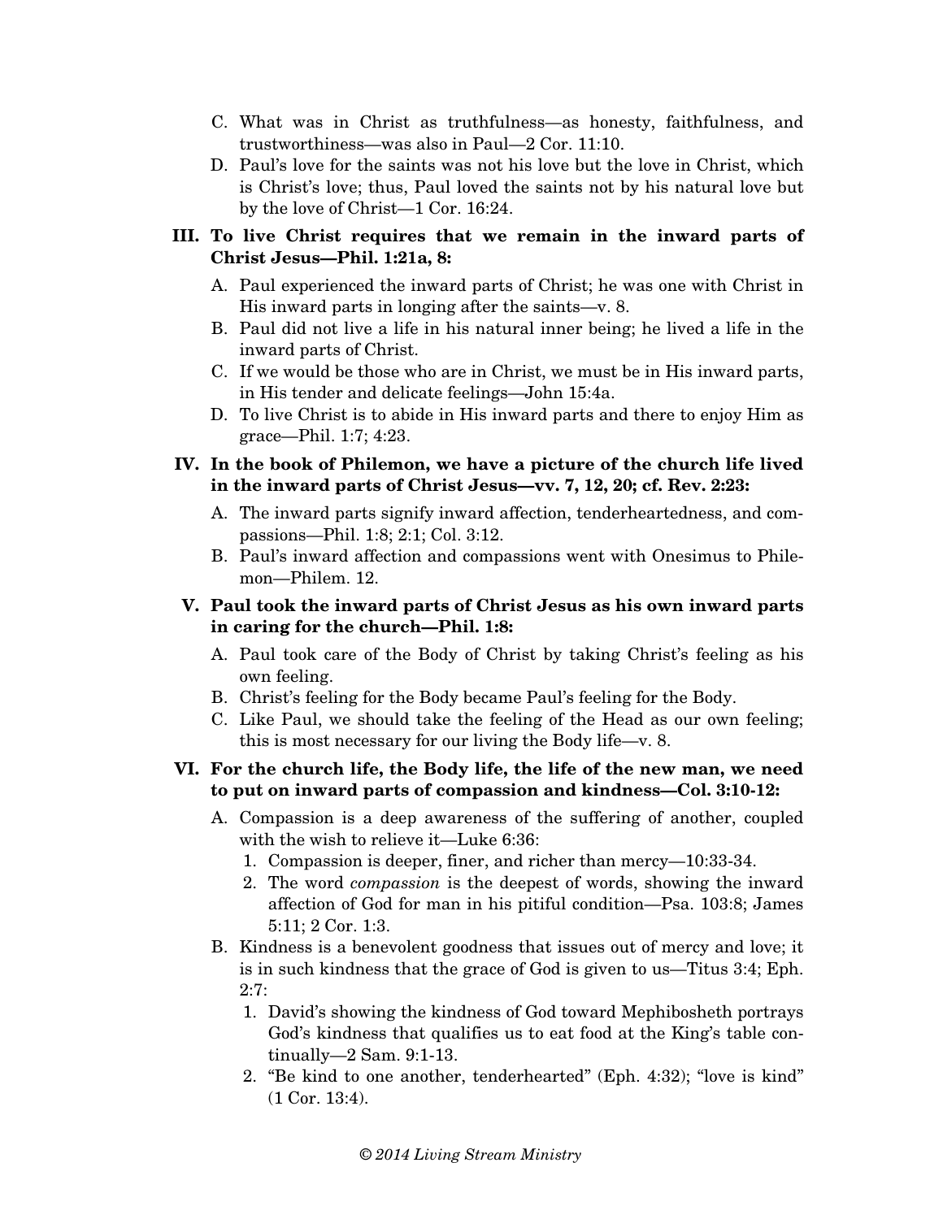C. What was in Christ as truthfulness—as honesty, faithfulness, and trustworthiness—was also in Paul—2 Cor. 11:10.

D. Paul's love for the saints was not his love but the love in Christ, which is Christ's love; thus, Paul loved the saints not by his natural love but by the love of Christ—1 Cor. 16:24.

**III. To live Christ requires that we remain in the inward parts of Christ Jesus—Phil. 1:21a, 8:**

A. Paul experienced the inward parts of Christ; he was one with Christ in His inward parts in longing after the saints—v. 8.

B. Paul did not live a life in his natural inner being; he lived a life in the inward parts of Christ.

C. If we would be those who are in Christ, we must be in His inward parts, in His tender and delicate feelings—John 15:4a.

D. To live Christ is to abide in His inward parts and there to enjoy Him as grace—Phil. 1:7; 4:23.

**IV. In the book of Philemon, we have a picture of the church life lived in the inward parts of Christ Jesus—vv. 7, 12, 20; cf. Rev. 2:23:**

A. The inward parts signify inward affection, tenderheartedness, and compassions—Phil. 1:8; 2:1; Col. 3:12.

B. Paul's inward affection and compassions went with Onesimus to Philemon—Philem. 12.

**V. Paul took the inward parts of Christ Jesus as his own inward parts in caring for the church—Phil. 1:8:**

A. Paul took care of the Body of Christ by taking Christ's feeling as his own feeling.

B. Christ's feeling for the Body became Paul's feeling for the Body.

C. Like Paul, we should take the feeling of the Head as our own feeling; this is most necessary for our living the Body life—v. 8.

**VI. For the church life, the Body life, the life of the new man, we need to put on inward parts of compassion and kindness—Col. 3:10-12:**

A. Compassion is a deep awareness of the suffering of another, coupled with the wish to relieve it—Luke 6:36:

1. Compassion is deeper, finer, and richer than mercy—10:33-34.
2. The word *compassion* is the deepest of words, showing the inward affection of God for man in his pitiful condition—Psa. 103:8; James 5:11; 2 Cor. 1:3.

B. Kindness is a benevolent goodness that issues out of mercy and love; it is in such kindness that the grace of God is given to us—Titus 3:4; Eph. 2:7:

1. David's showing the kindness of God toward Mephibosheth portrays God's kindness that qualifies us to eat food at the King's table continually—2 Sam. 9:1-13.
2. "Be kind to one another, tenderhearted" (Eph. 4:32); "love is kind" (1 Cor. 13:4).